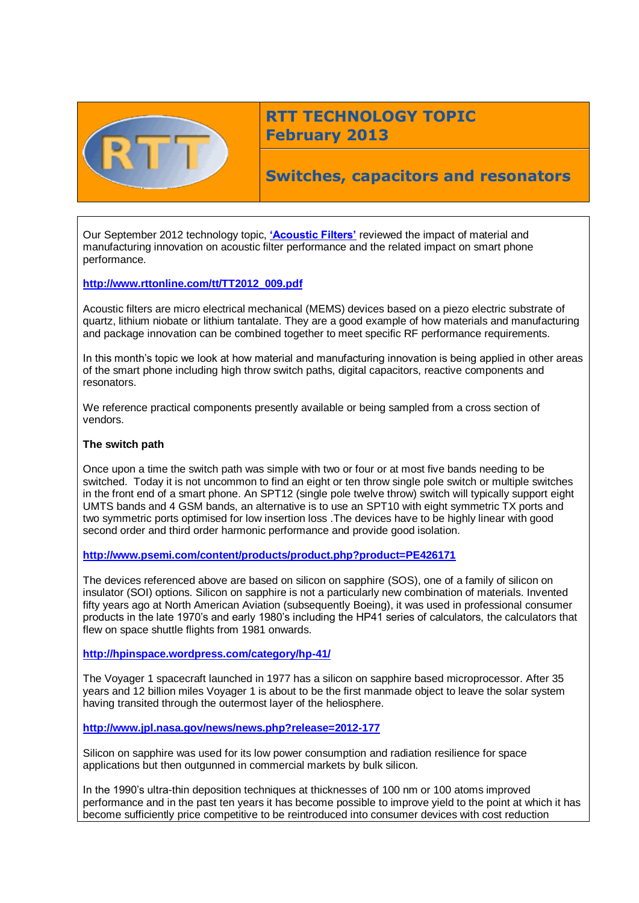# RTT TECHNOLOGY TOPIC
## February 2013

## Switches, capacitors and resonators

Our September 2012 technology topic, **'Acoustic Filters'** reviewed the impact of material and manufacturing innovation on acoustic filter performance and the related impact on smart phone performance.

**http://www.rttonline.com/tt/TT2012_009.pdf**

Acoustic filters are micro electrical mechanical (MEMS) devices based on a piezo electric substrate of quartz, lithium niobate or lithium tantalate. They are a good example of how materials and manufacturing and package innovation can be combined together to meet specific RF performance requirements.

In this month's topic we look at how material and manufacturing innovation is being applied in other areas of the smart phone including high throw switch paths, digital capacitors, reactive components and resonators.

We reference practical components presently available or being sampled from a cross section of vendors.

**The switch path**

Once upon a time the switch path was simple with two or four or at most five bands needing to be switched. Today it is not uncommon to find an eight or ten throw single pole switch or multiple switches in the front end of a smart phone. An SPT12 (single pole twelve throw) switch will typically support eight UMTS bands and 4 GSM bands, an alternative is to use an SPT10 with eight symmetric TX ports and two symmetric ports optimised for low insertion loss .The devices have to be highly linear with good second order and third order harmonic performance and provide good isolation.

**http://www.psemi.com/content/products/product.php?product=PE426171**

The devices referenced above are based on silicon on sapphire (SOS), one of a family of silicon on insulator (SOI) options. Silicon on sapphire is not a particularly new combination of materials. Invented fifty years ago at North American Aviation (subsequently Boeing), it was used in professional consumer products in the late 1970's and early 1980's including the HP41 series of calculators, the calculators that flew on space shuttle flights from 1981 onwards.

**http://hpinspace.wordpress.com/category/hp-41/**

The Voyager 1 spacecraft launched in 1977 has a silicon on sapphire based microprocessor. After 35 years and 12 billion miles Voyager 1 is about to be the first manmade object to leave the solar system having transited through the outermost layer of the heliosphere.

**http://www.jpl.nasa.gov/news/news.php?release=2012-177**

Silicon on sapphire was used for its low power consumption and radiation resilience for space applications but then outgunned in commercial markets by bulk silicon.

In the 1990's ultra-thin deposition techniques at thicknesses of 100 nm or 100 atoms improved performance and in the past ten years it has become possible to improve yield to the point at which it has become sufficiently price competitive to be reintroduced into consumer devices with cost reduction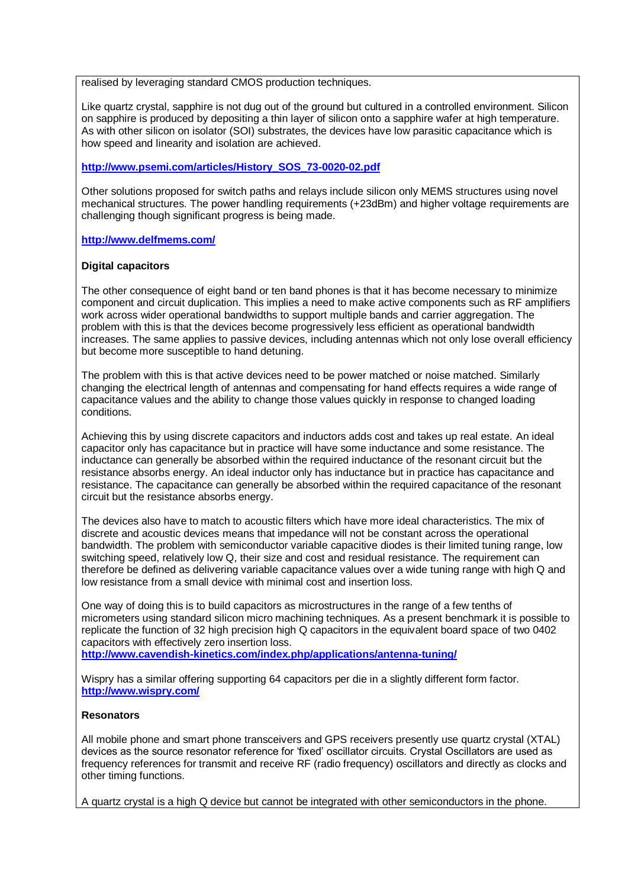realised by leveraging standard CMOS production techniques.

Like quartz crystal, sapphire is not dug out of the ground but cultured in a controlled environment. Silicon on sapphire is produced by depositing a thin layer of silicon onto a sapphire wafer at high temperature. As with other silicon on isolator (SOI) substrates, the devices have low parasitic capacitance which is how speed and linearity and isolation are achieved.

**http://www.psemi.com/articles/History_SOS_73-0020-02.pdf**

Other solutions proposed for switch paths and relays include silicon only MEMS structures using novel mechanical structures. The power handling requirements (+23dBm) and higher voltage requirements are challenging though significant progress is being made.

**http://www.delfmems.com/**

**Digital capacitors**

The other consequence of eight band or ten band phones is that it has become necessary to minimize component and circuit duplication. This implies a need to make active components such as RF amplifiers work across wider operational bandwidths to support multiple bands and carrier aggregation. The problem with this is that the devices become progressively less efficient as operational bandwidth increases. The same applies to passive devices, including antennas which not only lose overall efficiency but become more susceptible to hand detuning.

The problem with this is that active devices need to be power matched or noise matched. Similarly changing the electrical length of antennas and compensating for hand effects requires a wide range of capacitance values and the ability to change those values quickly in response to changed loading conditions.

Achieving this by using discrete capacitors and inductors adds cost and takes up real estate. An ideal capacitor only has capacitance but in practice will have some inductance and some resistance. The inductance can generally be absorbed within the required inductance of the resonant circuit but the resistance absorbs energy. An ideal inductor only has inductance but in practice has capacitance and resistance. The capacitance can generally be absorbed within the required capacitance of the resonant circuit but the resistance absorbs energy.

The devices also have to match to acoustic filters which have more ideal characteristics. The mix of discrete and acoustic devices means that impedance will not be constant across the operational bandwidth. The problem with semiconductor variable capacitive diodes is their limited tuning range, low switching speed, relatively low Q, their size and cost and residual resistance. The requirement can therefore be defined as delivering variable capacitance values over a wide tuning range with high Q and low resistance from a small device with minimal cost and insertion loss.

One way of doing this is to build capacitors as microstructures in the range of a few tenths of micrometers using standard silicon micro machining techniques. As a present benchmark it is possible to replicate the function of 32 high precision high Q capacitors in the equivalent board space of two 0402 capacitors with effectively zero insertion loss.
**http://www.cavendish-kinetics.com/index.php/applications/antenna-tuning/**

Wispry has a similar offering supporting 64 capacitors per die in a slightly different form factor.
**http://www.wispry.com/**

**Resonators**

All mobile phone and smart phone transceivers and GPS receivers presently use quartz crystal (XTAL) devices as the source resonator reference for 'fixed' oscillator circuits. Crystal Oscillators are used as frequency references for transmit and receive RF (radio frequency) oscillators and directly as clocks and other timing functions.

A quartz crystal is a high Q device but cannot be integrated with other semiconductors in the phone.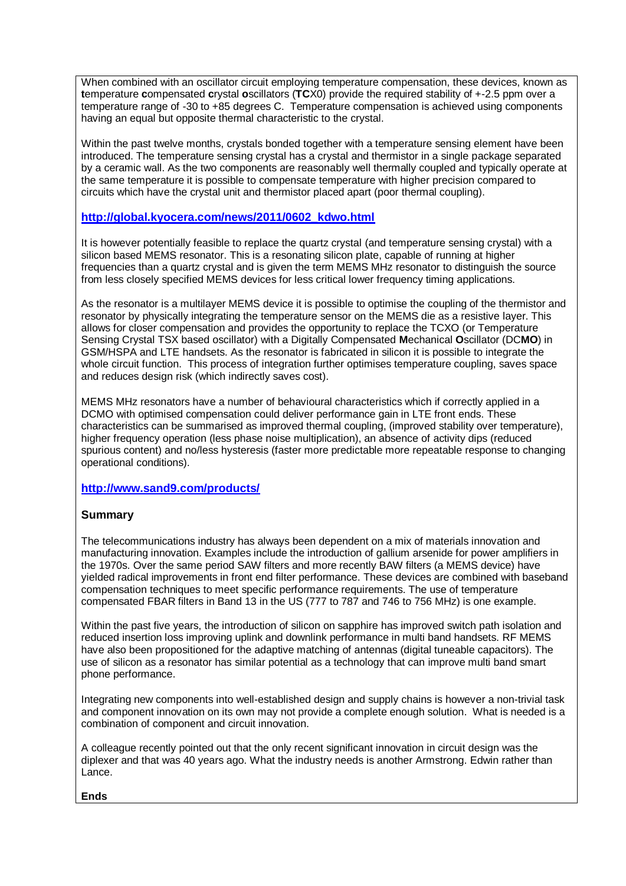When combined with an oscillator circuit employing temperature compensation, these devices, known as **t**emperature **c**ompensated **c**rystal **o**scillators (**TC**X0) provide the required stability of +-2.5 ppm over a temperature range of -30 to +85 degrees C. Temperature compensation is achieved using components having an equal but opposite thermal characteristic to the crystal.

Within the past twelve months, crystals bonded together with a temperature sensing element have been introduced. The temperature sensing crystal has a crystal and thermistor in a single package separated by a ceramic wall. As the two components are reasonably well thermally coupled and typically operate at the same temperature it is possible to compensate temperature with higher precision compared to circuits which have the crystal unit and thermistor placed apart (poor thermal coupling).

**http://global.kyocera.com/news/2011/0602_kdwo.html**

It is however potentially feasible to replace the quartz crystal (and temperature sensing crystal) with a silicon based MEMS resonator. This is a resonating silicon plate, capable of running at higher frequencies than a quartz crystal and is given the term MEMS MHz resonator to distinguish the source from less closely specified MEMS devices for less critical lower frequency timing applications.

As the resonator is a multilayer MEMS device it is possible to optimise the coupling of the thermistor and resonator by physically integrating the temperature sensor on the MEMS die as a resistive layer. This allows for closer compensation and provides the opportunity to replace the TCXO (or Temperature Sensing Crystal TSX based oscillator) with a Digitally Compensated **M**echanical **O**scillator (DC**MO**) in GSM/HSPA and LTE handsets. As the resonator is fabricated in silicon it is possible to integrate the whole circuit function. This process of integration further optimises temperature coupling, saves space and reduces design risk (which indirectly saves cost).

MEMS MHz resonators have a number of behavioural characteristics which if correctly applied in a DCMO with optimised compensation could deliver performance gain in LTE front ends. These characteristics can be summarised as improved thermal coupling, (improved stability over temperature), higher frequency operation (less phase noise multiplication), an absence of activity dips (reduced spurious content) and no/less hysteresis (faster more predictable more repeatable response to changing operational conditions).

**http://www.sand9.com/products/**

**Summary**

The telecommunications industry has always been dependent on a mix of materials innovation and manufacturing innovation. Examples include the introduction of gallium arsenide for power amplifiers in the 1970s. Over the same period SAW filters and more recently BAW filters (a MEMS device) have yielded radical improvements in front end filter performance. These devices are combined with baseband compensation techniques to meet specific performance requirements. The use of temperature compensated FBAR filters in Band 13 in the US (777 to 787 and 746 to 756 MHz) is one example.

Within the past five years, the introduction of silicon on sapphire has improved switch path isolation and reduced insertion loss improving uplink and downlink performance in multi band handsets. RF MEMS have also been propositioned for the adaptive matching of antennas (digital tuneable capacitors). The use of silicon as a resonator has similar potential as a technology that can improve multi band smart phone performance.

Integrating new components into well-established design and supply chains is however a non-trivial task and component innovation on its own may not provide a complete enough solution. What is needed is a combination of component and circuit innovation.

A colleague recently pointed out that the only recent significant innovation in circuit design was the diplexer and that was 40 years ago. What the industry needs is another Armstrong. Edwin rather than Lance.

**Ends**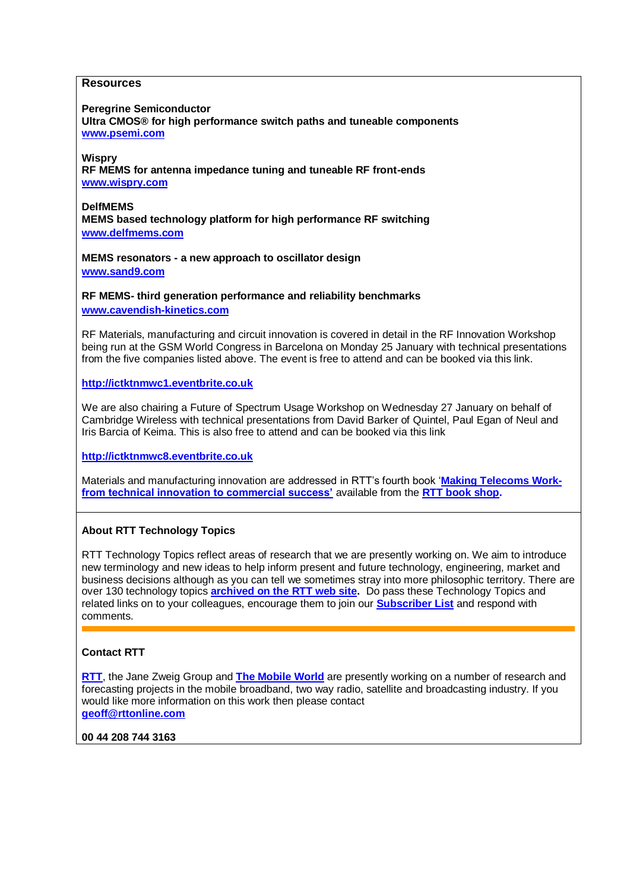## Resources

**Peregrine Semiconductor**
**Ultra CMOS® for high performance switch paths and tuneable components**
**www.psemi.com**

**Wispry**
**RF MEMS for antenna impedance tuning and tuneable RF front-ends**
**www.wispry.com**

**DelfMEMS**
**MEMS based technology platform for high performance RF switching**
**www.delfmems.com**

**MEMS resonators - a new approach to oscillator design**
**www.sand9.com**

**RF MEMS- third generation performance and reliability benchmarks**
**www.cavendish-kinetics.com**

RF Materials, manufacturing and circuit innovation is covered in detail in the RF Innovation Workshop being run at the GSM World Congress in Barcelona on Monday 25 January with technical presentations from the five companies listed above. The event is free to attend and can be booked via this link.

**http://ictktnmwc1.eventbrite.co.uk**

We are also chairing a Future of Spectrum Usage Workshop on Wednesday 27 January on behalf of Cambridge Wireless with technical presentations from David Barker of Quintel, Paul Egan of Neul and Iris Barcia of Keima. This is also free to attend and can be booked via this link

**http://ictktnmwc8.eventbrite.co.uk**

Materials and manufacturing innovation are addressed in RTT's fourth book '**Making Telecoms Work- from technical innovation to commercial success'** available from the **RTT book shop.**

### About RTT Technology Topics

RTT Technology Topics reflect areas of research that we are presently working on. We aim to introduce new terminology and new ideas to help inform present and future technology, engineering, market and business decisions although as you can tell we sometimes stray into more philosophic territory. There are over 130 technology topics **archived on the RTT web site.** Do pass these Technology Topics and related links on to your colleagues, encourage them to join our **Subscriber List** and respond with comments.

### Contact RTT

**RTT**, the Jane Zweig Group and **The Mobile World** are presently working on a number of research and forecasting projects in the mobile broadband, two way radio, satellite and broadcasting industry. If you would like more information on this work then please contact
**geoff@rttonline.com**

**00 44 208 744 3163**